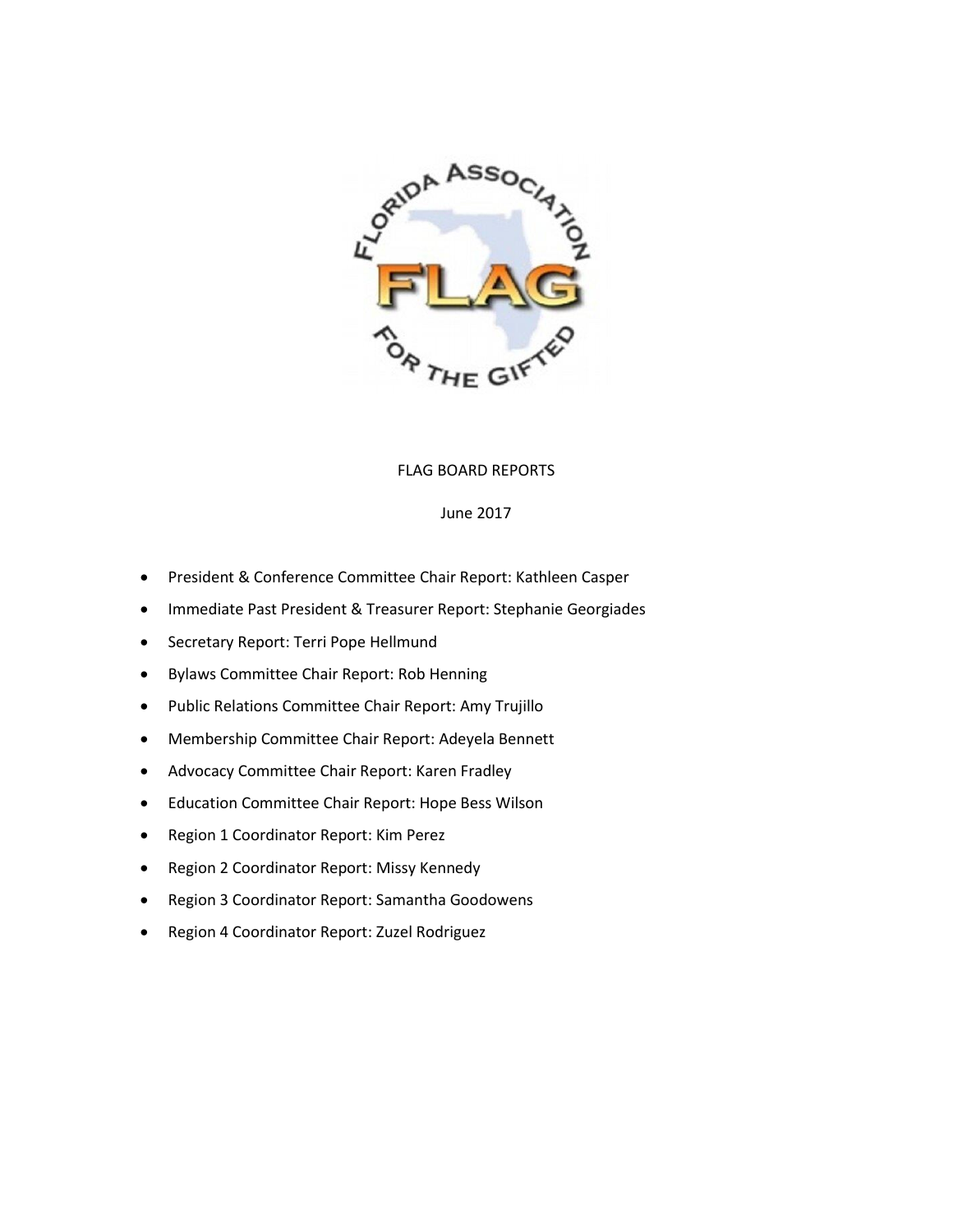# FLAG BOARD REPORTS

June 2017

- President & Conference Committee Chair Report: Kathleen Casper
- Immediate Past President & Treasurer Report: Stephanie Georgiades
- Secretary Report: Terri Pope Hellmund
- Bylaws Committee Chair Report: Rob Henning
- Public Relations Committee Chair Report: Amy Trujillo
- Membership Committee Chair Report: Adeyela Bennett
- Advocacy Committee Chair Report: Karen Fradley
- Education Committee Chair Report: Hope Bess Wilson
- Region 1 Coordinator Report: Kim Perez
- Region 2 Coordinator Report: Missy Kennedy
- Region 3 Coordinator Report: Samantha Goodowens
- Region 4 Coordinator Report: Zuzel Rodriguez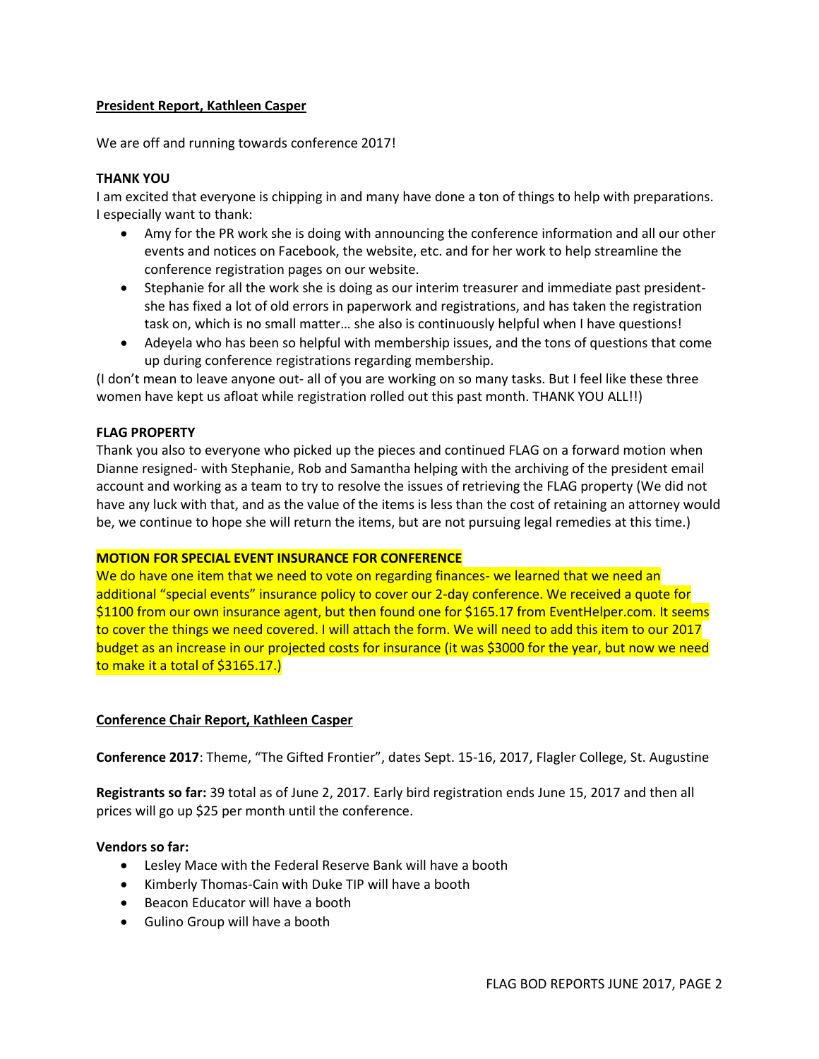**President Report, Kathleen Casper**

We are off and running towards conference 2017!

**THANK YOU**

I am excited that everyone is chipping in and many have done a ton of things to help with preparations. I especially want to thank:

- Amy for the PR work she is doing with announcing the conference information and all our other events and notices on Facebook, the website, etc. and for her work to help streamline the conference registration pages on our website.
- Stephanie for all the work she is doing as our interim treasurer and immediate past president- she has fixed a lot of old errors in paperwork and registrations, and has taken the registration task on, which is no small matter… she also is continuously helpful when I have questions!
- Adeyela who has been so helpful with membership issues, and the tons of questions that come up during conference registrations regarding membership.

(I don't mean to leave anyone out- all of you are working on so many tasks. But I feel like these three women have kept us afloat while registration rolled out this past month. THANK YOU ALL!!)

**FLAG PROPERTY**

Thank you also to everyone who picked up the pieces and continued FLAG on a forward motion when Dianne resigned- with Stephanie, Rob and Samantha helping with the archiving of the president email account and working as a team to try to resolve the issues of retrieving the FLAG property (We did not have any luck with that, and as the value of the items is less than the cost of retaining an attorney would be, we continue to hope she will return the items, but are not pursuing legal remedies at this time.)

**MOTION FOR SPECIAL EVENT INSURANCE FOR CONFERENCE**

We do have one item that we need to vote on regarding finances- we learned that we need an additional "special events" insurance policy to cover our 2-day conference. We received a quote for $1100 from our own insurance agent, but then found one for $165.17 from EventHelper.com. It seems to cover the things we need covered. I will attach the form. We will need to add this item to our 2017 budget as an increase in our projected costs for insurance (it was $3000 for the year, but now we need to make it a total of $3165.17.)

**Conference Chair Report, Kathleen Casper**

**Conference 2017**: Theme, "The Gifted Frontier", dates Sept. 15-16, 2017, Flagler College, St. Augustine

**Registrants so far:** 39 total as of June 2, 2017. Early bird registration ends June 15, 2017 and then all prices will go up $25 per month until the conference.

**Vendors so far:**

- Lesley Mace with the Federal Reserve Bank will have a booth
- Kimberly Thomas-Cain with Duke TIP will have a booth
- Beacon Educator will have a booth
- Gulino Group will have a booth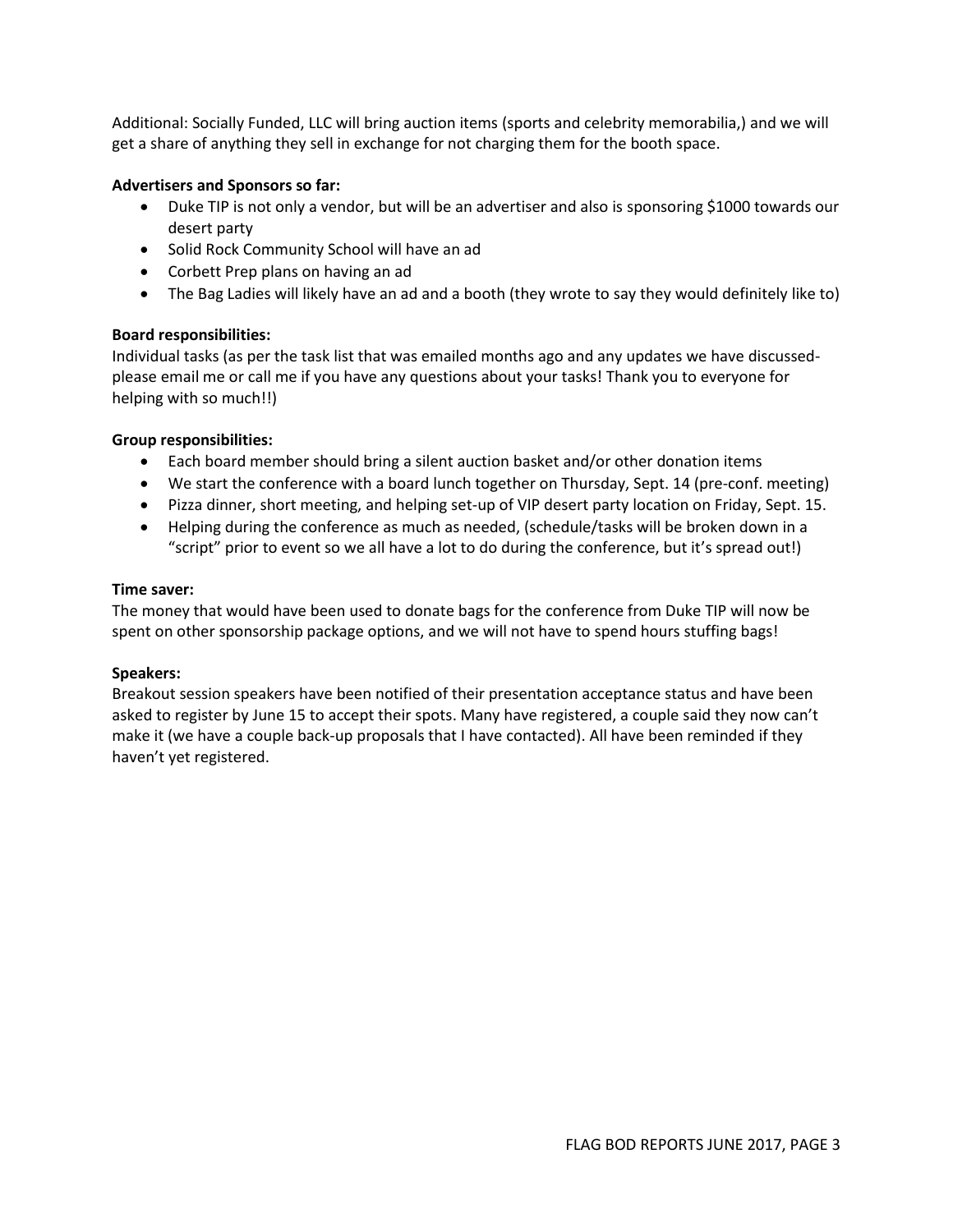Additional: Socially Funded, LLC will bring auction items (sports and celebrity memorabilia,) and we will get a share of anything they sell in exchange for not charging them for the booth space.

**Advertisers and Sponsors so far:**

- Duke TIP is not only a vendor, but will be an advertiser and also is sponsoring $1000 towards our desert party
- Solid Rock Community School will have an ad
- Corbett Prep plans on having an ad
- The Bag Ladies will likely have an ad and a booth (they wrote to say they would definitely like to)

**Board responsibilities:**

Individual tasks (as per the task list that was emailed months ago and any updates we have discussed- please email me or call me if you have any questions about your tasks! Thank you to everyone for helping with so much!!)

**Group responsibilities:**

- Each board member should bring a silent auction basket and/or other donation items
- We start the conference with a board lunch together on Thursday, Sept. 14 (pre-conf. meeting)
- Pizza dinner, short meeting, and helping set-up of VIP desert party location on Friday, Sept. 15.
- Helping during the conference as much as needed, (schedule/tasks will be broken down in a "script" prior to event so we all have a lot to do during the conference, but it's spread out!)

**Time saver:**

The money that would have been used to donate bags for the conference from Duke TIP will now be spent on other sponsorship package options, and we will not have to spend hours stuffing bags!

**Speakers:**

Breakout session speakers have been notified of their presentation acceptance status and have been asked to register by June 15 to accept their spots. Many have registered, a couple said they now can't make it (we have a couple back-up proposals that I have contacted). All have been reminded if they haven't yet registered.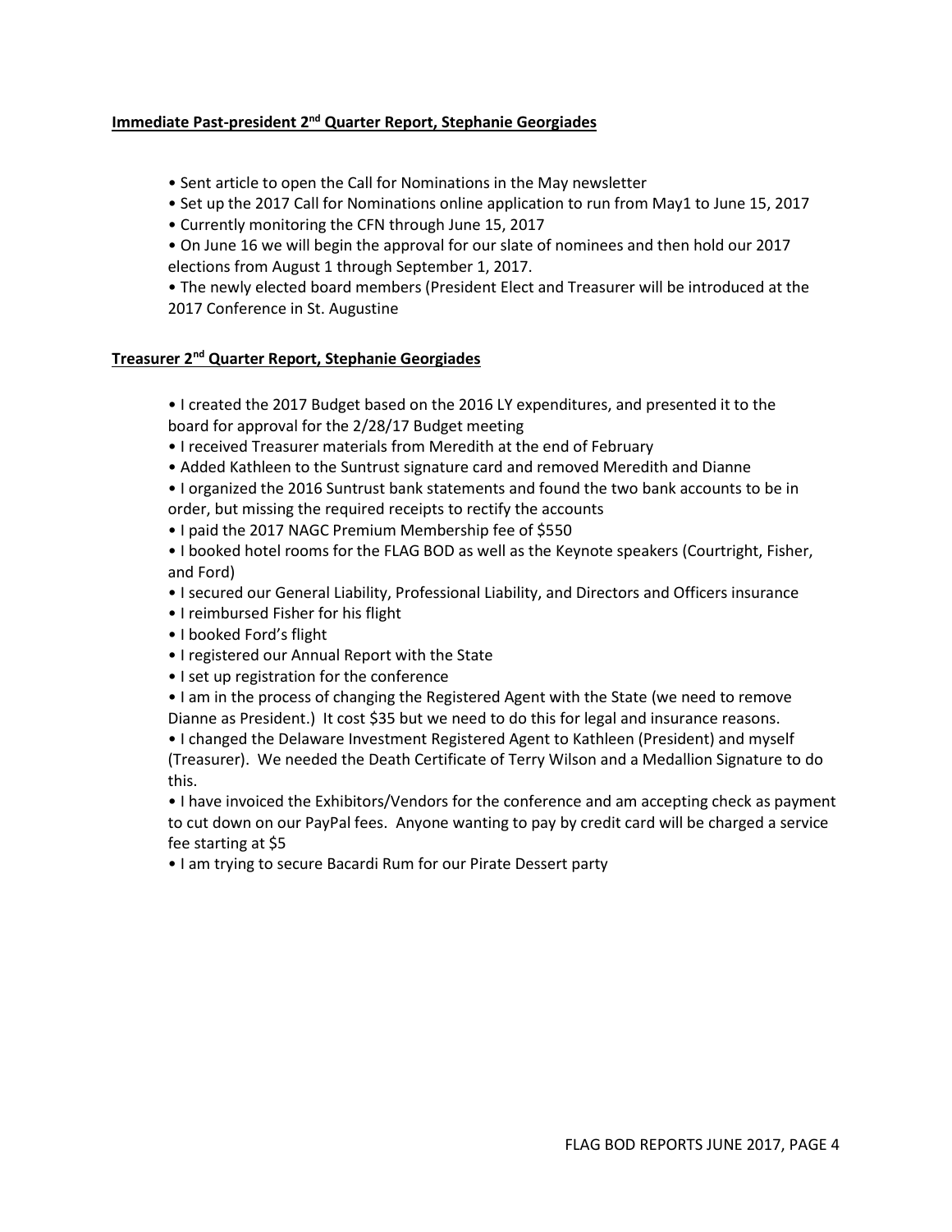## Immediate Past-president 2nd Quarter Report, Stephanie Georgiades

- Sent article to open the Call for Nominations in the May newsletter
- Set up the 2017 Call for Nominations online application to run from May1 to June 15, 2017
- Currently monitoring the CFN through June 15, 2017
- On June 16 we will begin the approval for our slate of nominees and then hold our 2017 elections from August 1 through September 1, 2017.
- The newly elected board members (President Elect and Treasurer will be introduced at the 2017 Conference in St. Augustine

## Treasurer 2nd Quarter Report, Stephanie Georgiades

- I created the 2017 Budget based on the 2016 LY expenditures, and presented it to the board for approval for the 2/28/17 Budget meeting
- I received Treasurer materials from Meredith at the end of February
- Added Kathleen to the Suntrust signature card and removed Meredith and Dianne
- I organized the 2016 Suntrust bank statements and found the two bank accounts to be in order, but missing the required receipts to rectify the accounts
- I paid the 2017 NAGC Premium Membership fee of $550
- I booked hotel rooms for the FLAG BOD as well as the Keynote speakers (Courtright, Fisher, and Ford)
- I secured our General Liability, Professional Liability, and Directors and Officers insurance
- I reimbursed Fisher for his flight
- I booked Ford's flight
- I registered our Annual Report with the State
- I set up registration for the conference
- I am in the process of changing the Registered Agent with the State (we need to remove Dianne as President.) It cost $35 but we need to do this for legal and insurance reasons.
- I changed the Delaware Investment Registered Agent to Kathleen (President) and myself (Treasurer). We needed the Death Certificate of Terry Wilson and a Medallion Signature to do this.
- I have invoiced the Exhibitors/Vendors for the conference and am accepting check as payment to cut down on our PayPal fees. Anyone wanting to pay by credit card will be charged a service fee starting at $5
- I am trying to secure Bacardi Rum for our Pirate Dessert party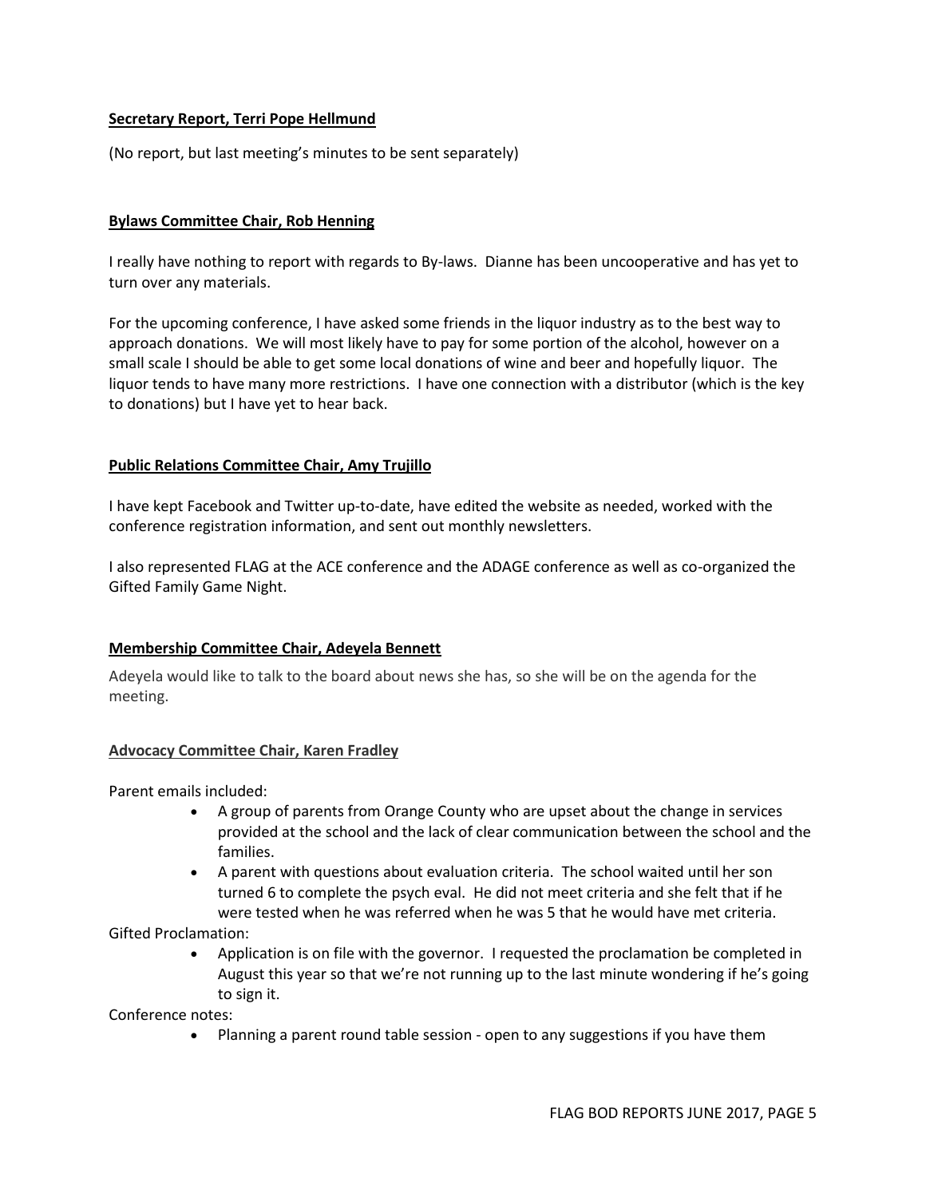**Secretary Report, Terri Pope Hellmund**

(No report, but last meeting's minutes to be sent separately)

**Bylaws Committee Chair, Rob Henning**

I really have nothing to report with regards to By-laws. Dianne has been uncooperative and has yet to turn over any materials.

For the upcoming conference, I have asked some friends in the liquor industry as to the best way to approach donations. We will most likely have to pay for some portion of the alcohol, however on a small scale I should be able to get some local donations of wine and beer and hopefully liquor. The liquor tends to have many more restrictions. I have one connection with a distributor (which is the key to donations) but I have yet to hear back.

**Public Relations Committee Chair, Amy Trujillo**

I have kept Facebook and Twitter up-to-date, have edited the website as needed, worked with the conference registration information, and sent out monthly newsletters.

I also represented FLAG at the ACE conference and the ADAGE conference as well as co-organized the Gifted Family Game Night.

**Membership Committee Chair, Adeyela Bennett**

Adeyela would like to talk to the board about news she has, so she will be on the agenda for the meeting.

**Advocacy Committee Chair, Karen Fradley**

Parent emails included:

- A group of parents from Orange County who are upset about the change in services provided at the school and the lack of clear communication between the school and the families.
- A parent with questions about evaluation criteria. The school waited until her son turned 6 to complete the psych eval. He did not meet criteria and she felt that if he were tested when he was referred when he was 5 that he would have met criteria.

Gifted Proclamation:

- Application is on file with the governor. I requested the proclamation be completed in August this year so that we're not running up to the last minute wondering if he's going to sign it.

Conference notes:

- Planning a parent round table session - open to any suggestions if you have them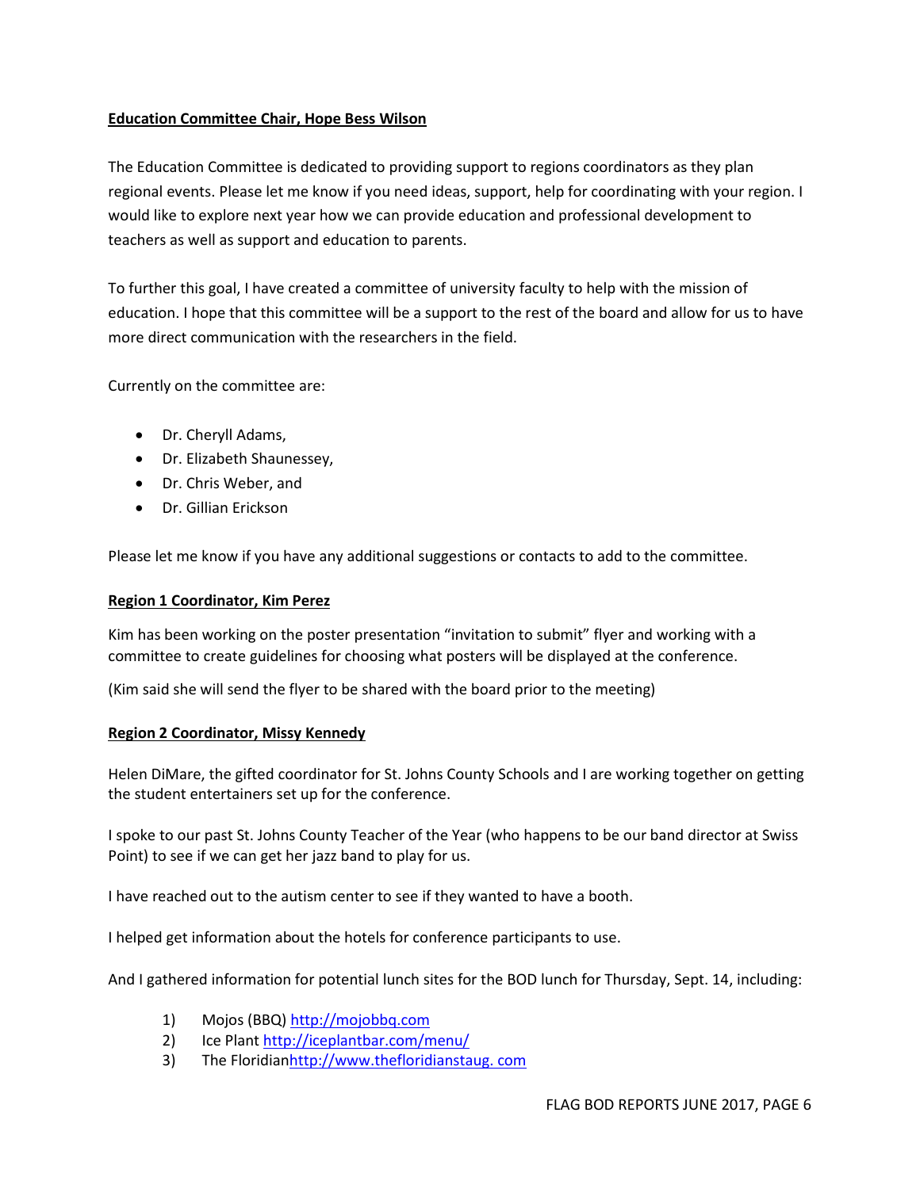**Education Committee Chair, Hope Bess Wilson**

The Education Committee is dedicated to providing support to regions coordinators as they plan regional events. Please let me know if you need ideas, support, help for coordinating with your region. I would like to explore next year how we can provide education and professional development to teachers as well as support and education to parents.

To further this goal, I have created a committee of university faculty to help with the mission of education. I hope that this committee will be a support to the rest of the board and allow for us to have more direct communication with the researchers in the field.

Currently on the committee are:

- Dr. Cheryll Adams,
- Dr. Elizabeth Shaunessey,
- Dr. Chris Weber, and
- Dr. Gillian Erickson

Please let me know if you have any additional suggestions or contacts to add to the committee.

**Region 1 Coordinator, Kim Perez**

Kim has been working on the poster presentation "invitation to submit" flyer and working with a committee to create guidelines for choosing what posters will be displayed at the conference.

(Kim said she will send the flyer to be shared with the board prior to the meeting)

**Region 2 Coordinator, Missy Kennedy**

Helen DiMare, the gifted coordinator for St. Johns County Schools and I are working together on getting the student entertainers set up for the conference.

I spoke to our past St. Johns County Teacher of the Year (who happens to be our band director at Swiss Point) to see if we can get her jazz band to play for us.

I have reached out to the autism center to see if they wanted to have a booth.

I helped get information about the hotels for conference participants to use.

And I gathered information for potential lunch sites for the BOD lunch for Thursday, Sept. 14, including:

1) Mojos (BBQ) http://mojobbq.com
2) Ice Plant http://iceplantbar.com/menu/
3) The Floridianhttp://www.thefloridianstaug. com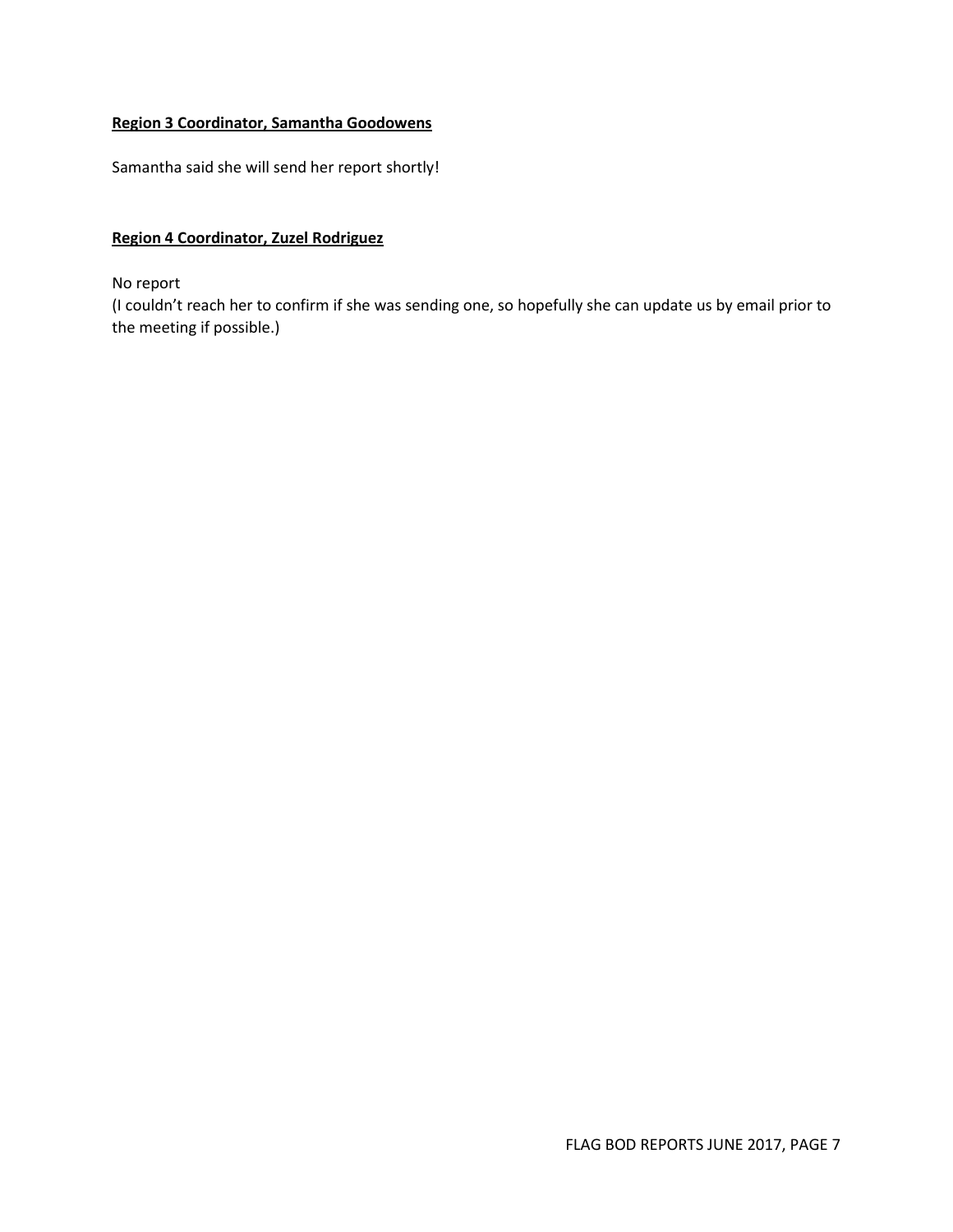**Region 3 Coordinator, Samantha Goodowens**

Samantha said she will send her report shortly!

**Region 4 Coordinator, Zuzel Rodriguez**

No report
(I couldn't reach her to confirm if she was sending one, so hopefully she can update us by email prior to the meeting if possible.)